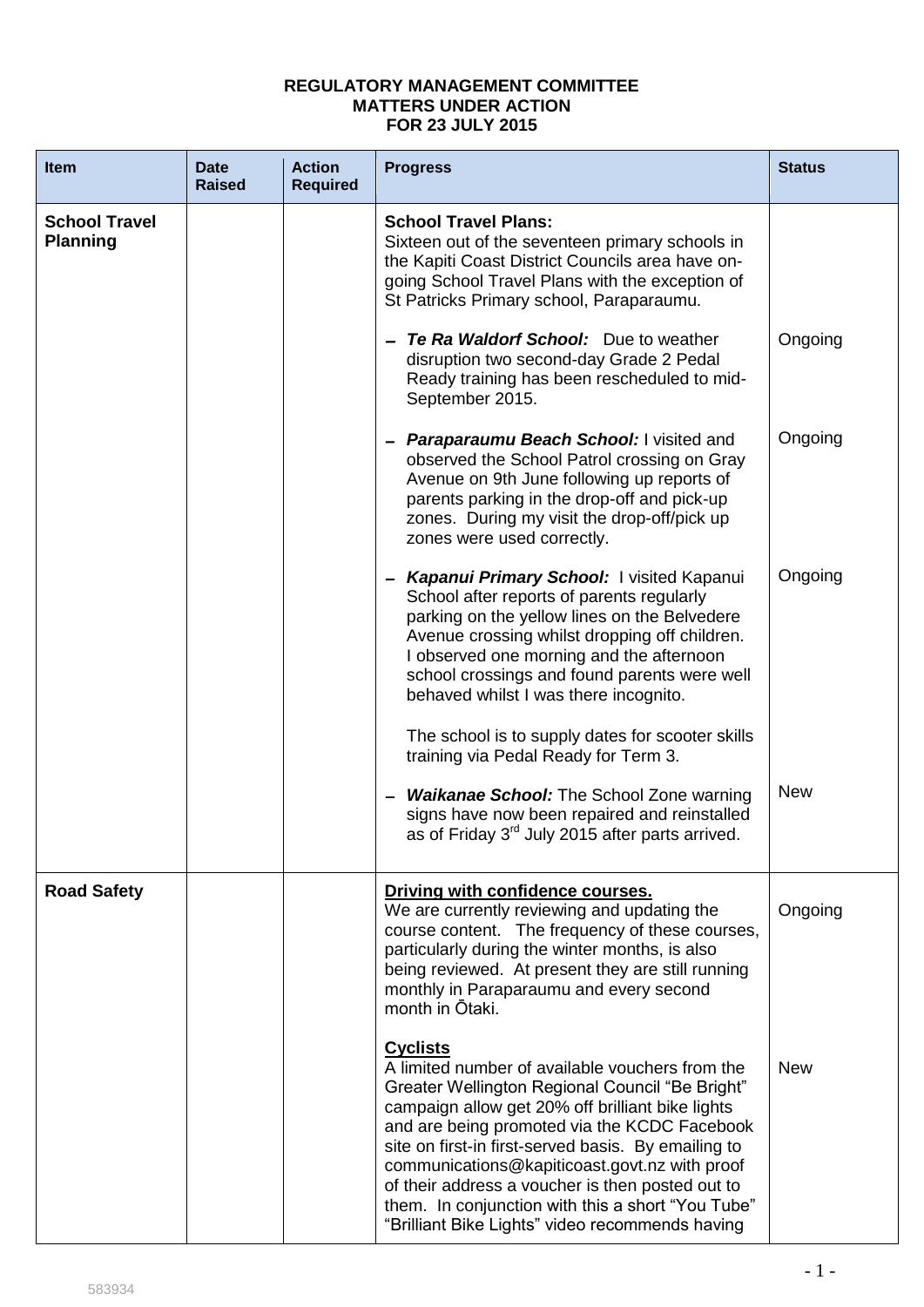**REGULATORY MANAGEMENT COMMITTEE**
**MATTERS UNDER ACTION**
**FOR 23 JULY 2015**

| Item | Date Raised | Action Required | Progress | Status |
|---|---|---|---|---|
| **School Travel Planning** | | | **School Travel Plans:** Sixteen out of the seventeen primary schools in the Kapiti Coast District Councils area have on-going School Travel Plans with the exception of St Patricks Primary school, Paraparaumu. | |
| | | | - ***Te Ra Waldorf School:*** Due to weather disruption two second-day Grade 2 Pedal Ready training has been rescheduled to mid-September 2015. | Ongoing |
| | | | - ***Paraparaumu Beach School:*** I visited and observed the School Patrol crossing on Gray Avenue on 9th June following up reports of parents parking in the drop-off and pick-up zones. During my visit the drop-off/pick up zones were used correctly. | Ongoing |
| | | | - ***Kapanui Primary School:*** I visited Kapanui School after reports of parents regularly parking on the yellow lines on the Belvedere Avenue crossing whilst dropping off children. I observed one morning and the afternoon school crossings and found parents were well behaved whilst I was there incognito. The school is to supply dates for scooter skills training via Pedal Ready for Term 3. | Ongoing |
| | | | - ***Waikanae School:*** The School Zone warning signs have now been repaired and reinstalled as of Friday 3rd July 2015 after parts arrived. | New |
| **Road Safety** | | | **Driving with confidence courses.** We are currently reviewing and updating the course content. The frequency of these courses, particularly during the winter months, is also being reviewed. At present they are still running monthly in Paraparaumu and every second month in Ōtaki. | Ongoing |
| | | | **Cyclists** A limited number of available vouchers from the Greater Wellington Regional Council "Be Bright" campaign allow get 20% off brilliant bike lights and are being promoted via the KCDC Facebook site on first-in first-served basis. By emailing to communications@kapiticoast.govt.nz with proof of their address a voucher is then posted out to them. In conjunction with this a short "You Tube" "Brilliant Bike Lights" video recommends having | New |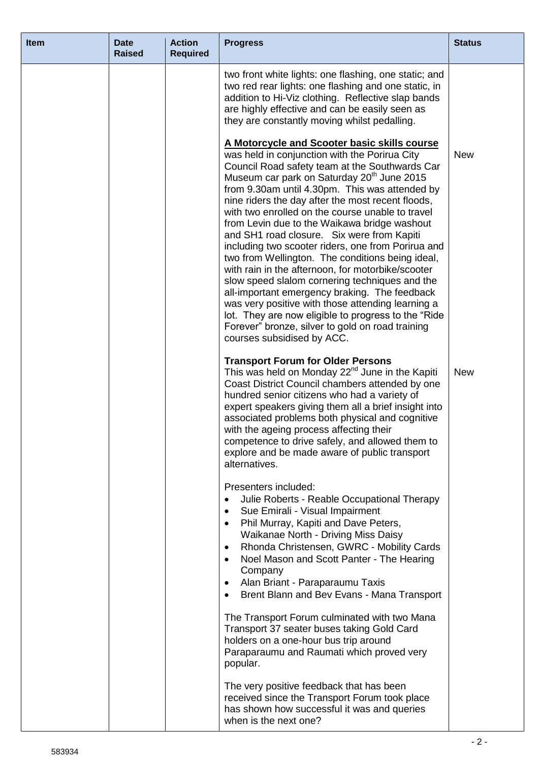| Item | Date Raised | Action Required | Progress | Status |
|---|---|---|---|---|
| | | | two front white lights: one flashing, one static; and two red rear lights: one flashing and one static, in addition to Hi-Viz clothing. Reflective slap bands are highly effective and can be easily seen as they are constantly moving whilst pedalling. | |
| | | | **<u>A Motorcycle and Scooter basic skills course</u>** was held in conjunction with the Porirua City Council Road safety team at the Southwards Car Museum car park on Saturday 20th June 2015 from 9.30am until 4.30pm. This was attended by nine riders the day after the most recent floods, with two enrolled on the course unable to travel from Levin due to the Waikawa bridge washout and SH1 road closure. Six were from Kapiti including two scooter riders, one from Porirua and two from Wellington. The conditions being ideal, with rain in the afternoon, for motorbike/scooter slow speed slalom cornering techniques and the all-important emergency braking. The feedback was very positive with those attending learning a lot. They are now eligible to progress to the "Ride Forever" bronze, silver to gold on road training courses subsidised by ACC. | New |
| | | | **Transport Forum for Older Persons**<br>This was held on Monday 22nd June in the Kapiti Coast District Council chambers attended by one hundred senior citizens who had a variety of expert speakers giving them all a brief insight into associated problems both physical and cognitive with the ageing process affecting their competence to drive safely, and allowed them to explore and be made aware of public transport alternatives.<br><br>Presenters included:<br>• Julie Roberts - Reable Occupational Therapy<br>• Sue Emirali - Visual Impairment<br>• Phil Murray, Kapiti and Dave Peters, Waikanae North - Driving Miss Daisy<br>• Rhonda Christensen, GWRC - Mobility Cards<br>• Noel Mason and Scott Panter - The Hearing Company<br>• Alan Briant - Paraparaumu Taxis<br>• Brent Blann and Bev Evans - Mana Transport<br><br>The Transport Forum culminated with two Mana Transport 37 seater buses taking Gold Card holders on a one-hour bus trip around Paraparaumu and Raumati which proved very popular.<br><br>The very positive feedback that has been received since the Transport Forum took place has shown how successful it was and queries when is the next one? | New |

583934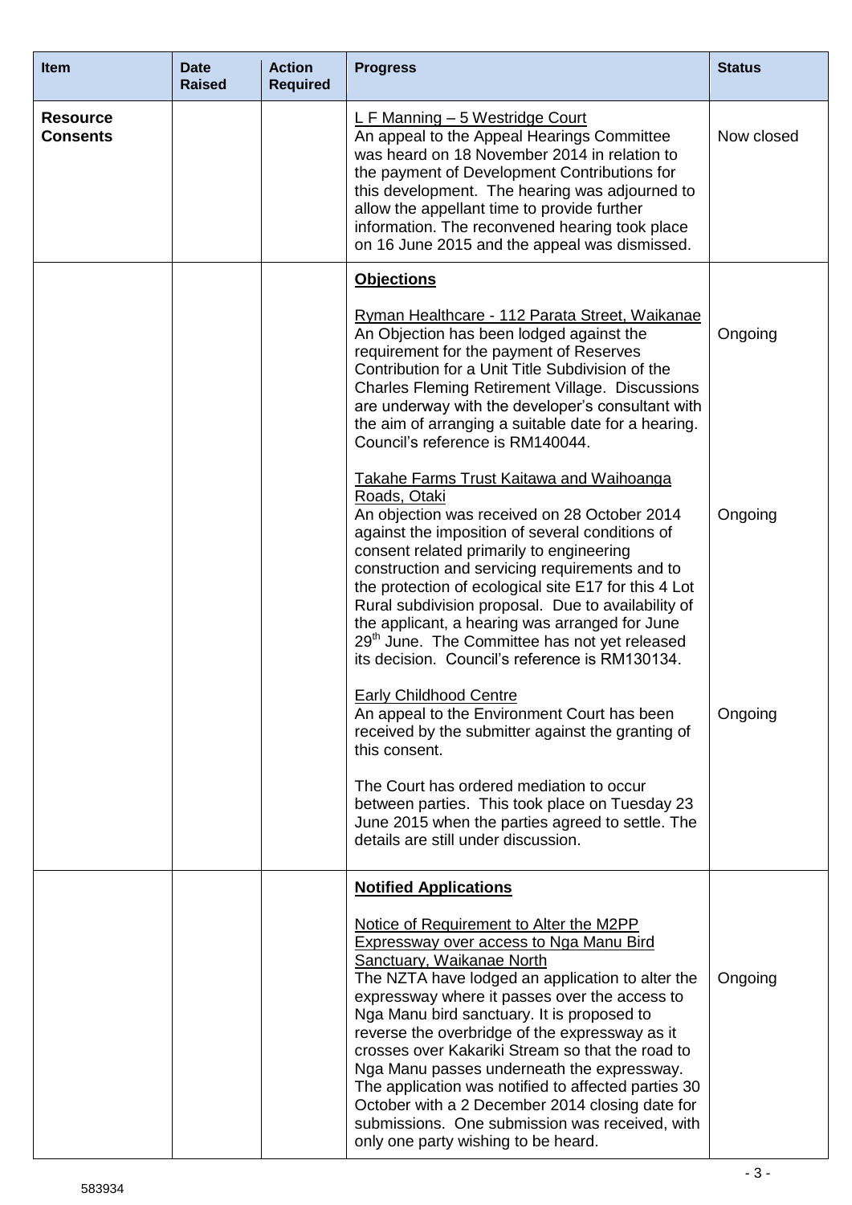| Item | Date Raised | Action Required | Progress | Status |
|---|---|---|---|---|
| **Resource Consents** | | | L F Manning – 5 Westridge Court<br>An appeal to the Appeal Hearings Committee was heard on 18 November 2014 in relation to the payment of Development Contributions for this development. The hearing was adjourned to allow the appellant time to provide further information. The reconvened hearing took place on 16 June 2015 and the appeal was dismissed. | Now closed |
| | | | **Objections**<br><br>Ryman Healthcare - 112 Parata Street, Waikanae<br>An Objection has been lodged against the requirement for the payment of Reserves Contribution for a Unit Title Subdivision of the Charles Fleming Retirement Village. Discussions are underway with the developer's consultant with the aim of arranging a suitable date for a hearing. Council's reference is RM140044. | Ongoing |
| | | | Takahe Farms Trust Kaitawa and Waihoanga Roads, Otaki<br>An objection was received on 28 October 2014 against the imposition of several conditions of consent related primarily to engineering construction and servicing requirements and to the protection of ecological site E17 for this 4 Lot Rural subdivision proposal. Due to availability of the applicant, a hearing was arranged for June 29th June. The Committee has not yet released its decision. Council's reference is RM130134. | Ongoing |
| | | | Early Childhood Centre<br>An appeal to the Environment Court has been received by the submitter against the granting of this consent.<br><br>The Court has ordered mediation to occur between parties. This took place on Tuesday 23 June 2015 when the parties agreed to settle. The details are still under discussion. | Ongoing |
| | | | **Notified Applications**<br><br>Notice of Requirement to Alter the M2PP Expressway over access to Nga Manu Bird Sanctuary, Waikanae North<br>The NZTA have lodged an application to alter the expressway where it passes over the access to Nga Manu bird sanctuary. It is proposed to reverse the overbridge of the expressway as it crosses over Kakariki Stream so that the road to Nga Manu passes underneath the expressway. The application was notified to affected parties 30 October with a 2 December 2014 closing date for submissions. One submission was received, with only one party wishing to be heard. | Ongoing |

583934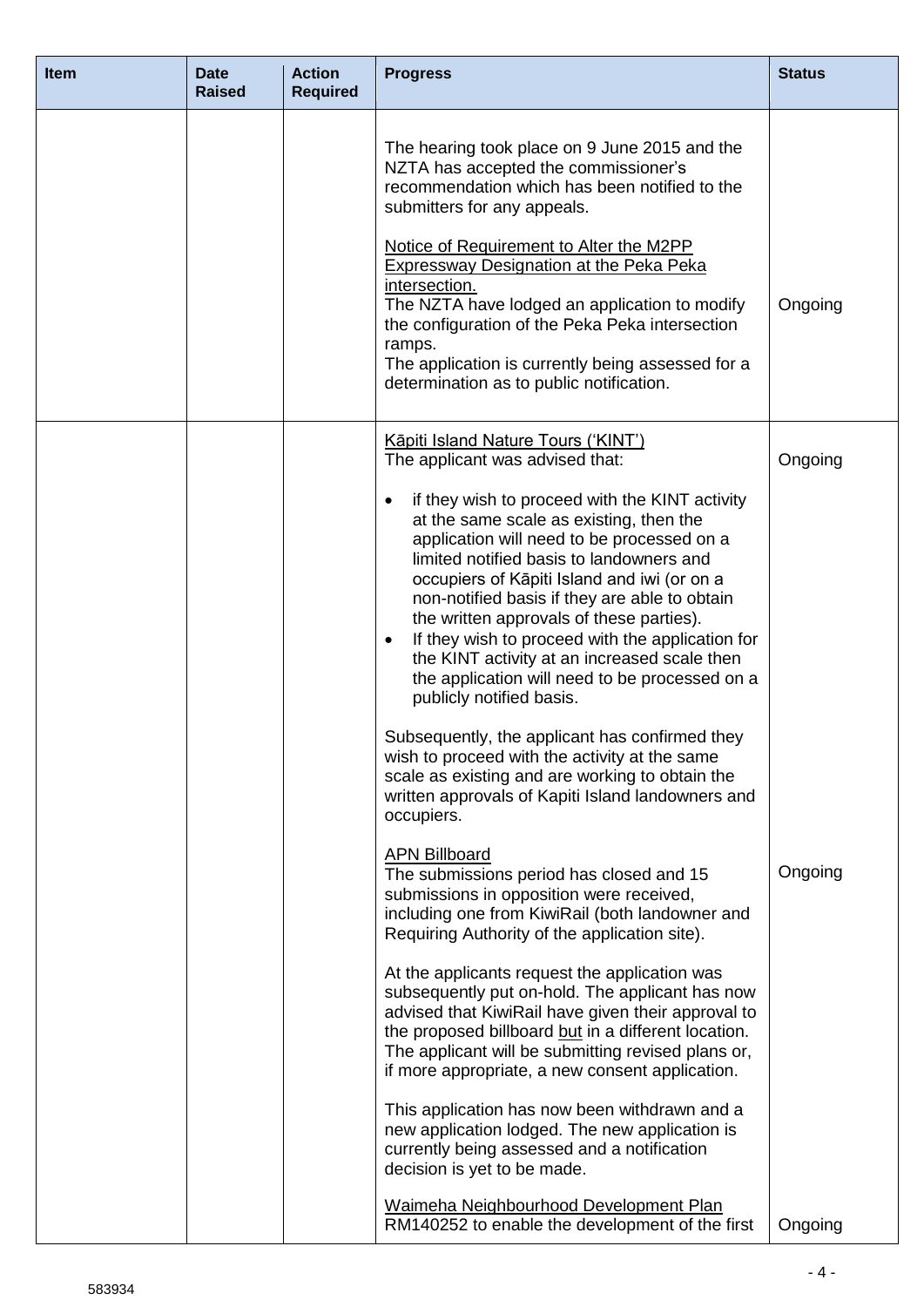| Item | Date Raised | Action Required | Progress | Status |
| --- | --- | --- | --- | --- |
| | | | The hearing took place on 9 June 2015 and the NZTA has accepted the commissioner's recommendation which has been notified to the submitters for any appeals.<br><br><u>Notice of Requirement to Alter the M2PP Expressway Designation at the Peka Peka intersection.</u><br>The NZTA have lodged an application to modify the configuration of the Peka Peka intersection ramps.<br>The application is currently being assessed for a determination as to public notification. | Ongoing |
| | | | <u>Kāpiti Island Nature Tours ('KINT')</u><br>The applicant was advised that:<br><br>• if they wish to proceed with the KINT activity at the same scale as existing, then the application will need to be processed on a limited notified basis to landowners and occupiers of Kāpiti Island and iwi (or on a non-notified basis if they are able to obtain the written approvals of these parties).<br>• If they wish to proceed with the application for the KINT activity at an increased scale then the application will need to be processed on a publicly notified basis.<br><br>Subsequently, the applicant has confirmed they wish to proceed with the activity at the same scale as existing and are working to obtain the written approvals of Kapiti Island landowners and occupiers. | Ongoing |
| | | | <u>APN Billboard</u><br>The submissions period has closed and 15 submissions in opposition were received, including one from KiwiRail (both landowner and Requiring Authority of the application site).<br><br>At the applicants request the application was subsequently put on-hold. The applicant has now advised that KiwiRail have given their approval to the proposed billboard <u>but</u> in a different location. The applicant will be submitting revised plans or, if more appropriate, a new consent application.<br><br>This application has now been withdrawn and a new application lodged. The new application is currently being assessed and a notification decision is yet to be made. | Ongoing |
| | | | <u>Waimeha Neighbourhood Development Plan</u><br>RM140252 to enable the development of the first | Ongoing |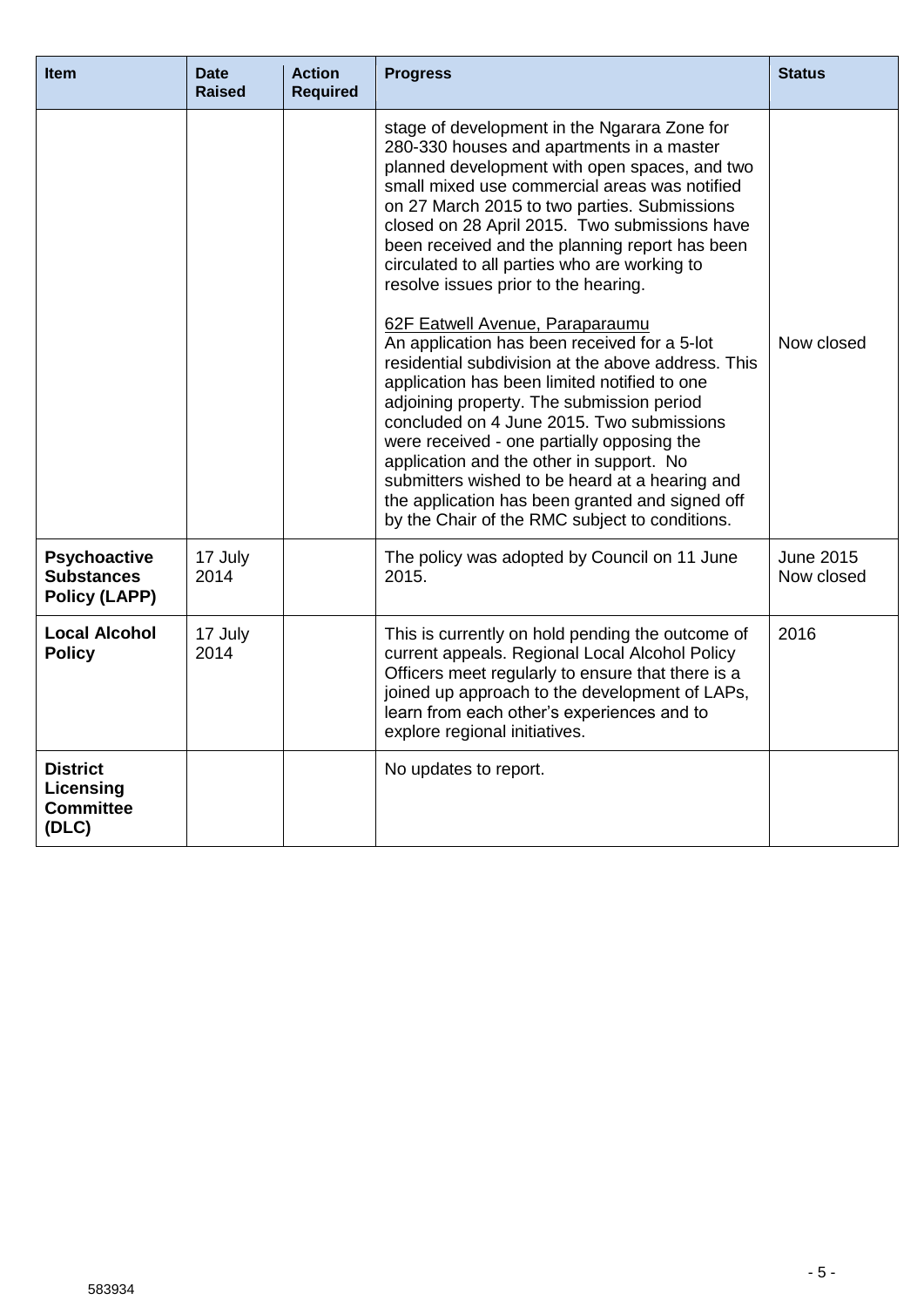| Item | Date Raised | Action Required | Progress | Status |
|---|---|---|---|---|
| | | | stage of development in the Ngarara Zone for 280-330 houses and apartments in a master planned development with open spaces, and two small mixed use commercial areas was notified on 27 March 2015 to two parties. Submissions closed on 28 April 2015. Two submissions have been received and the planning report has been circulated to all parties who are working to resolve issues prior to the hearing.<br><br><u>62F Eatwell Avenue, Paraparaumu</u><br>An application has been received for a 5-lot residential subdivision at the above address. This application has been limited notified to one adjoining property. The submission period concluded on 4 June 2015. Two submissions were received - one partially opposing the application and the other in support. No submitters wished to be heard at a hearing and the application has been granted and signed off by the Chair of the RMC subject to conditions. | Now closed |
| **Psychoactive Substances Policy (LAPP)** | 17 July 2014 | | The policy was adopted by Council on 11 June 2015. | June 2015 Now closed |
| **Local Alcohol Policy** | 17 July 2014 | | This is currently on hold pending the outcome of current appeals. Regional Local Alcohol Policy Officers meet regularly to ensure that there is a joined up approach to the development of LAPs, learn from each other's experiences and to explore regional initiatives. | 2016 |
| **District Licensing Committee (DLC)** | | | No updates to report. | |

583934